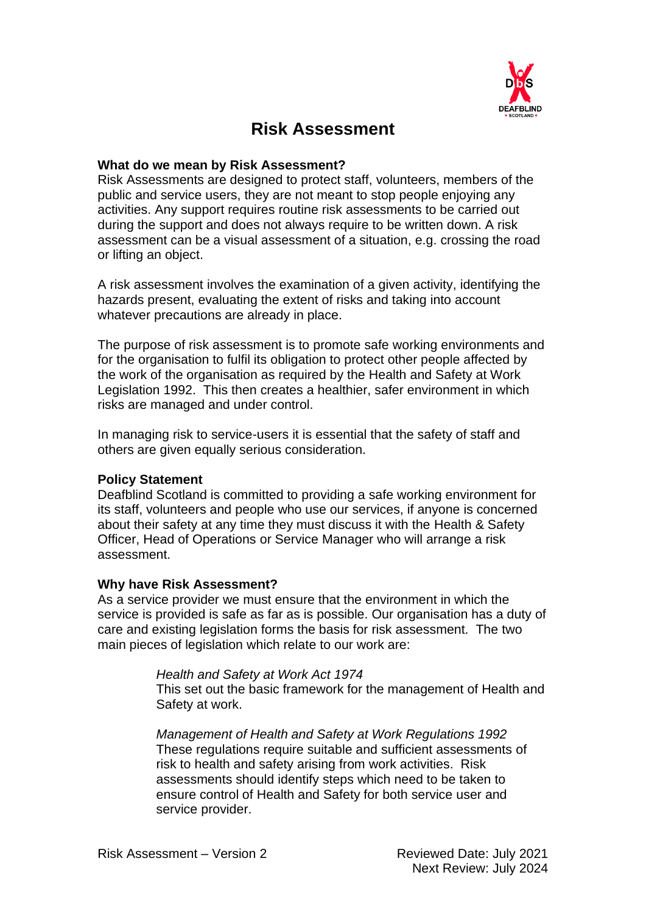# Risk Assessment

### What do we mean by Risk Assessment?

Risk Assessments are designed to protect staff, volunteers, members of the public and service users, they are not meant to stop people enjoying any activities. Any support requires routine risk assessments to be carried out during the support and does not always require to be written down. A risk assessment can be a visual assessment of a situation, e.g. crossing the road or lifting an object.

A risk assessment involves the examination of a given activity, identifying the hazards present, evaluating the extent of risks and taking into account whatever precautions are already in place.

The purpose of risk assessment is to promote safe working environments and for the organisation to fulfil its obligation to protect other people affected by the work of the organisation as required by the Health and Safety at Work Legislation 1992. This then creates a healthier, safer environment in which risks are managed and under control.

In managing risk to service-users it is essential that the safety of staff and others are given equally serious consideration.

### Policy Statement

Deafblind Scotland is committed to providing a safe working environment for its staff, volunteers and people who use our services, if anyone is concerned about their safety at any time they must discuss it with the Health & Safety Officer, Head of Operations or Service Manager who will arrange a risk assessment.

### Why have Risk Assessment?

As a service provider we must ensure that the environment in which the service is provided is safe as far as is possible. Our organisation has a duty of care and existing legislation forms the basis for risk assessment. The two main pieces of legislation which relate to our work are:

> *Health and Safety at Work Act 1974*
> This set out the basic framework for the management of Health and Safety at work.
>
> *Management of Health and Safety at Work Regulations 1992*
> These regulations require suitable and sufficient assessments of risk to health and safety arising from work activities. Risk assessments should identify steps which need to be taken to ensure control of Health and Safety for both service user and service provider.

Risk Assessment – Version 2

Reviewed Date: July 2021
Next Review: July 2024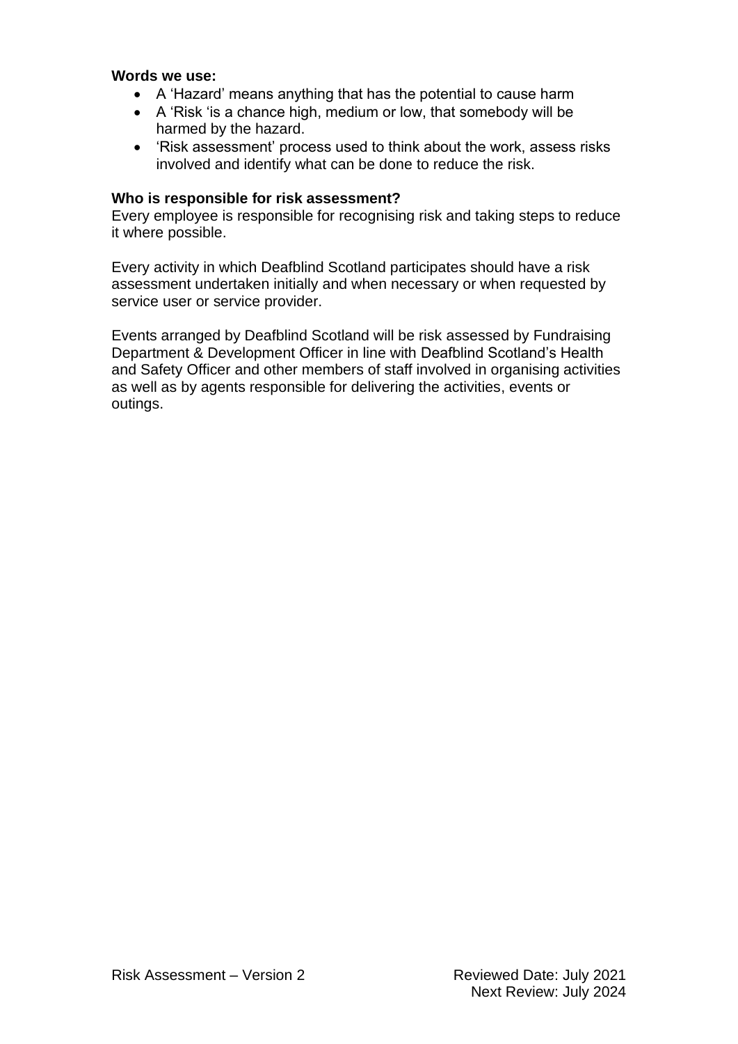**Words we use:**

- A 'Hazard' means anything that has the potential to cause harm
- A 'Risk 'is a chance high, medium or low, that somebody will be harmed by the hazard.
- 'Risk assessment' process used to think about the work, assess risks involved and identify what can be done to reduce the risk.

**Who is responsible for risk assessment?**

Every employee is responsible for recognising risk and taking steps to reduce it where possible.

Every activity in which Deafblind Scotland participates should have a risk assessment undertaken initially and when necessary or when requested by service user or service provider.

Events arranged by Deafblind Scotland will be risk assessed by Fundraising Department & Development Officer in line with Deafblind Scotland's Health and Safety Officer and other members of staff involved in organising activities as well as by agents responsible for delivering the activities, events or outings.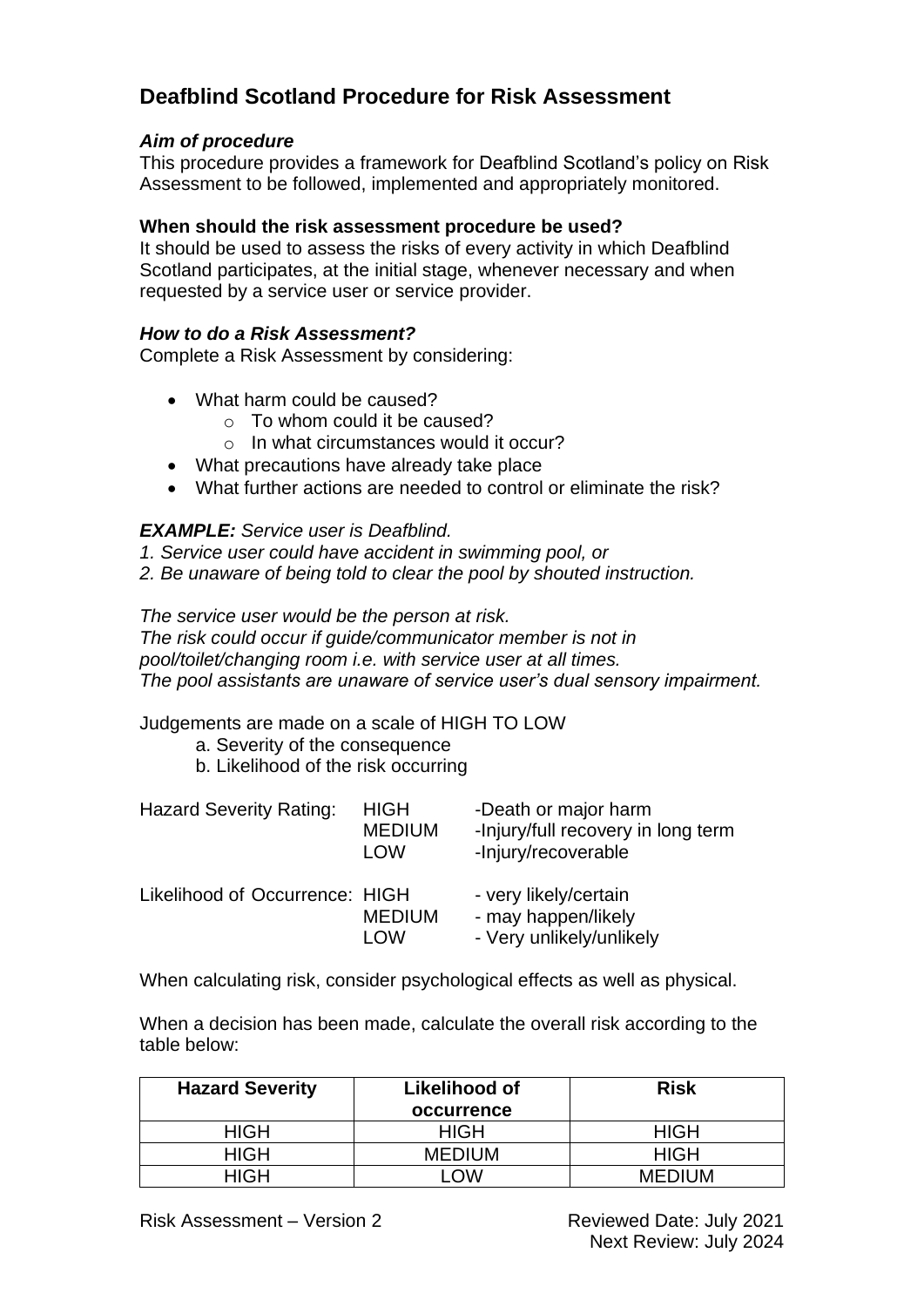## Deafblind Scotland Procedure for Risk Assessment

***Aim of procedure***

This procedure provides a framework for Deafblind Scotland's policy on Risk Assessment to be followed, implemented and appropriately monitored.

**When should the risk assessment procedure be used?**

It should be used to assess the risks of every activity in which Deafblind Scotland participates, at the initial stage, whenever necessary and when requested by a service user or service provider.

***How to do a Risk Assessment?***

Complete a Risk Assessment by considering:

- What harm could be caused?
    - To whom could it be caused?
    - In what circumstances would it occur?
- What precautions have already take place
- What further actions are needed to control or eliminate the risk?

***EXAMPLE:*** *Service user is Deafblind.*

*1. Service user could have accident in swimming pool, or*

*2. Be unaware of being told to clear the pool by shouted instruction.*

*The service user would be the person at risk.*
*The risk could occur if guide/communicator member is not in pool/toilet/changing room i.e. with service user at all times.*
*The pool assistants are unaware of service user's dual sensory impairment.*

Judgements are made on a scale of HIGH TO LOW

a. Severity of the consequence
b. Likelihood of the risk occurring

| | | |
|---|---|---|
| Hazard Severity Rating: | HIGH | -Death or major harm |
| | MEDIUM | -Injury/full recovery in long term |
| | LOW | -Injury/recoverable |
| Likelihood of Occurrence: | HIGH | - very likely/certain |
| | MEDIUM | - may happen/likely |
| | LOW | - Very unlikely/unlikely |

When calculating risk, consider psychological effects as well as physical.

When a decision has been made, calculate the overall risk according to the table below:

| Hazard Severity | Likelihood of occurrence | Risk |
|---|---|---|
| HIGH | HIGH | HIGH |
| HIGH | MEDIUM | HIGH |
| HIGH | LOW | MEDIUM |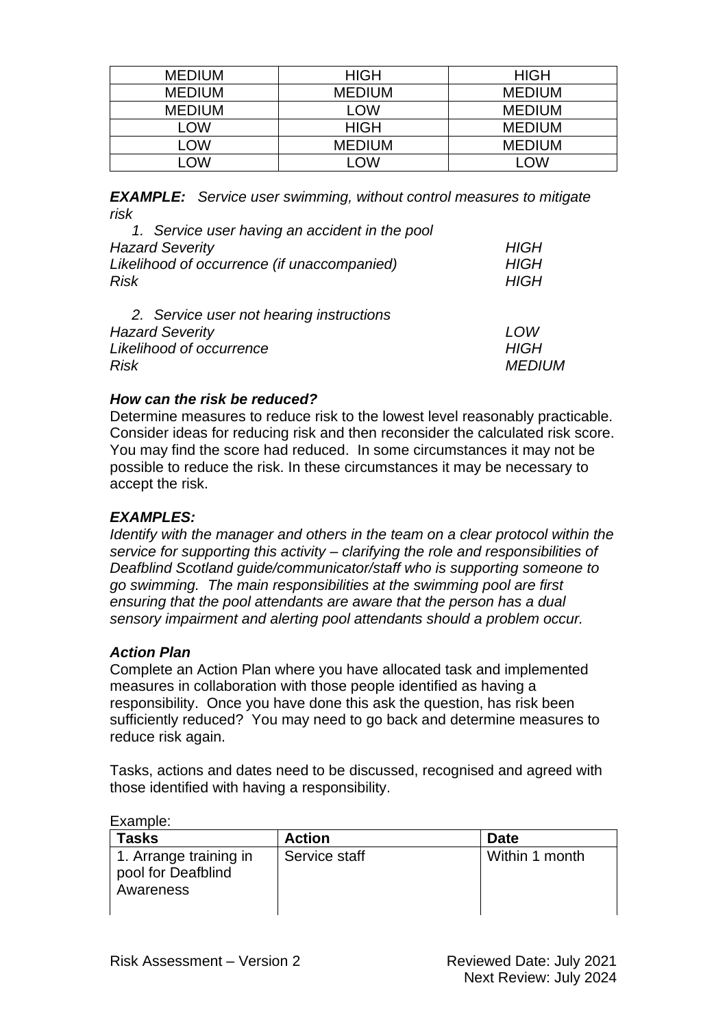| MEDIUM | HIGH | HIGH |
|---|---|---|
| MEDIUM | MEDIUM | MEDIUM |
| MEDIUM | LOW | MEDIUM |
| LOW | HIGH | MEDIUM |
| LOW | MEDIUM | MEDIUM |
| LOW | LOW | LOW |

***EXAMPLE:*** *Service user swimming, without control measures to mitigate risk*

1. *Service user having an accident in the pool*

*Hazard Severity* — *HIGH*
*Likelihood of occurrence (if unaccompanied)* — *HIGH*
*Risk* — *HIGH*

2. *Service user not hearing instructions*

*Hazard Severity* — *LOW*
*Likelihood of occurrence* — *HIGH*
*Risk* — *MEDIUM*

***How can the risk be reduced?***

Determine measures to reduce risk to the lowest level reasonably practicable. Consider ideas for reducing risk and then reconsider the calculated risk score. You may find the score had reduced. In some circumstances it may not be possible to reduce the risk. In these circumstances it may be necessary to accept the risk.

***EXAMPLES:***

*Identify with the manager and others in the team on a clear protocol within the service for supporting this activity – clarifying the role and responsibilities of Deafblind Scotland guide/communicator/staff who is supporting someone to go swimming. The main responsibilities at the swimming pool are first ensuring that the pool attendants are aware that the person has a dual sensory impairment and alerting pool attendants should a problem occur.*

***Action Plan***

Complete an Action Plan where you have allocated task and implemented measures in collaboration with those people identified as having a responsibility. Once you have done this ask the question, has risk been sufficiently reduced? You may need to go back and determine measures to reduce risk again.

Tasks, actions and dates need to be discussed, recognised and agreed with those identified with having a responsibility.

Example:

| **Tasks** | **Action** | **Date** |
|---|---|---|
| 1. Arrange training in pool for Deafblind Awareness | Service staff | Within 1 month |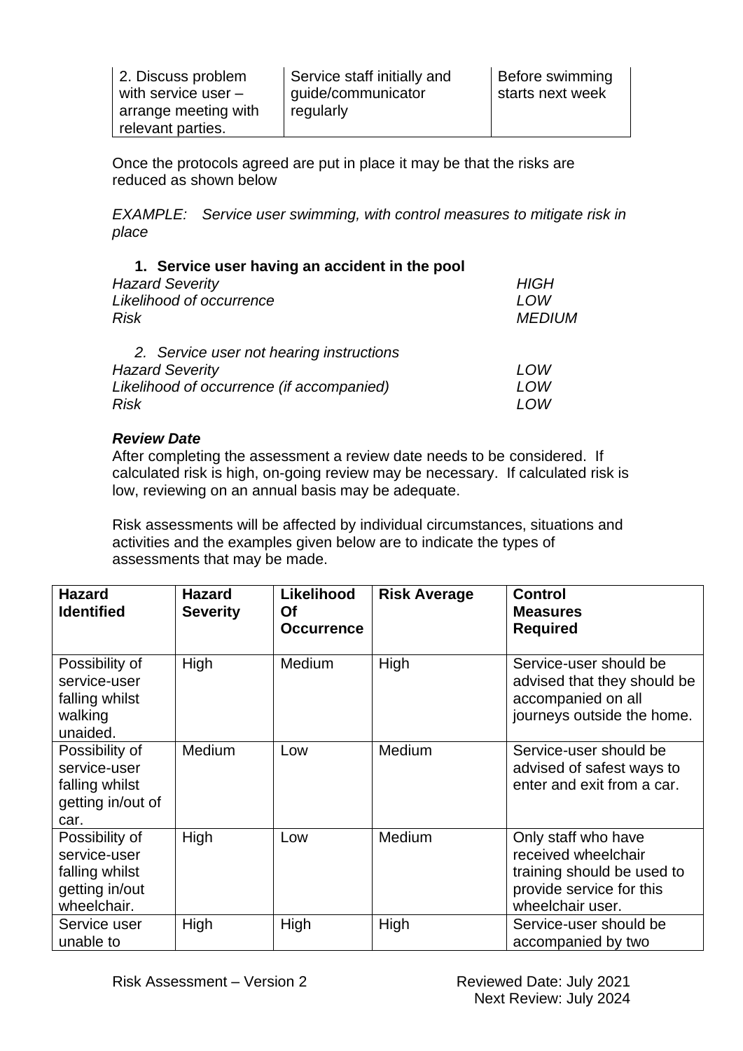| 2. Discuss problem with service user – arrange meeting with relevant parties. | Service staff initially and guide/communicator regularly | Before swimming starts next week |
|---|---|---|

Once the protocols agreed are put in place it may be that the risks are reduced as shown below

*EXAMPLE: Service user swimming, with control measures to mitigate risk in place*

1. **Service user having an accident in the pool**

| | |
|---|---|
| *Hazard Severity* | *HIGH* |
| *Likelihood of occurrence* | *LOW* |
| *Risk* | *MEDIUM* |

2. *Service user not hearing instructions*

| | |
|---|---|
| *Hazard Severity* | *LOW* |
| *Likelihood of occurrence (if accompanied)* | *LOW* |
| *Risk* | *LOW* |

***Review Date***

After completing the assessment a review date needs to be considered. If calculated risk is high, on-going review may be necessary. If calculated risk is low, reviewing on an annual basis may be adequate.

Risk assessments will be affected by individual circumstances, situations and activities and the examples given below are to indicate the types of assessments that may be made.

| **Hazard Identified** | **Hazard Severity** | **Likelihood Of Occurrence** | **Risk Average** | **Control Measures Required** |
|---|---|---|---|---|
| Possibility of service-user falling whilst walking unaided. | High | Medium | High | Service-user should be advised that they should be accompanied on all journeys outside the home. |
| Possibility of service-user falling whilst getting in/out of car. | Medium | Low | Medium | Service-user should be advised of safest ways to enter and exit from a car. |
| Possibility of service-user falling whilst getting in/out wheelchair. | High | Low | Medium | Only staff who have received wheelchair training should be used to provide service for this wheelchair user. |
| Service user unable to | High | High | High | Service-user should be accompanied by two |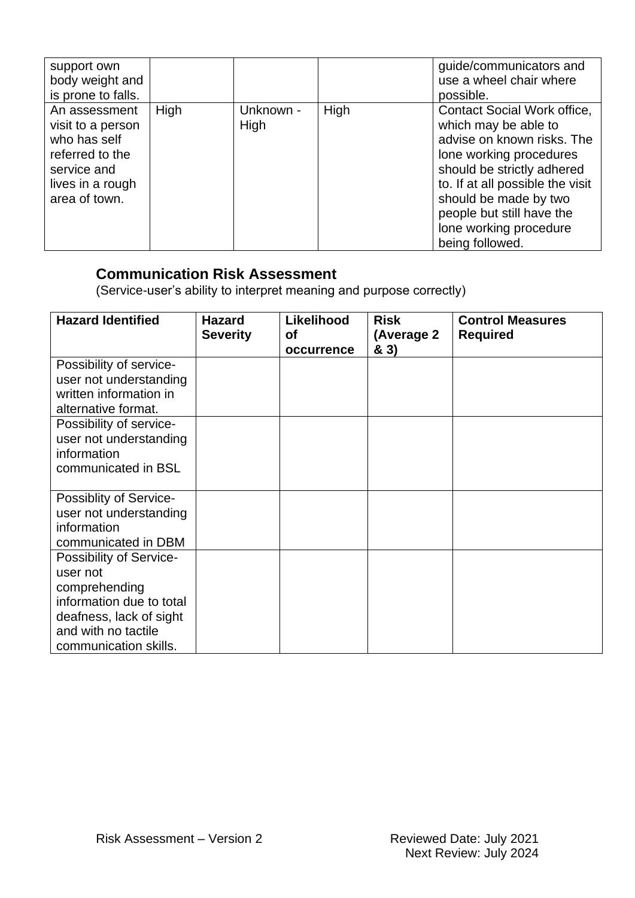| | | | | |
|---|---|---|---|---|
| support own body weight and is prone to falls. | | | | guide/communicators and use a wheel chair where possible. |
| An assessment visit to a person who has self referred to the service and lives in a rough area of town. | High | Unknown - High | High | Contact Social Work office, which may be able to advise on known risks. The lone working procedures should be strictly adhered to. If at all possible the visit should be made by two people but still have the lone working procedure being followed. |

### Communication Risk Assessment

(Service-user's ability to interpret meaning and purpose correctly)

| Hazard Identified | Hazard Severity | Likelihood of occurrence | Risk (Average 2 & 3) | Control Measures Required |
|---|---|---|---|---|
| Possibility of service-user not understanding written information in alternative format. | | | | |
| Possibility of service-user not understanding information communicated in BSL | | | | |
| Possiblity of Service-user not understanding information communicated in DBM | | | | |
| Possibility of Service-user not comprehending information due to total deafness, lack of sight and with no tactile communication skills. | | | | |

Risk Assessment – Version 2

Reviewed Date: July 2021
Next Review: July 2024